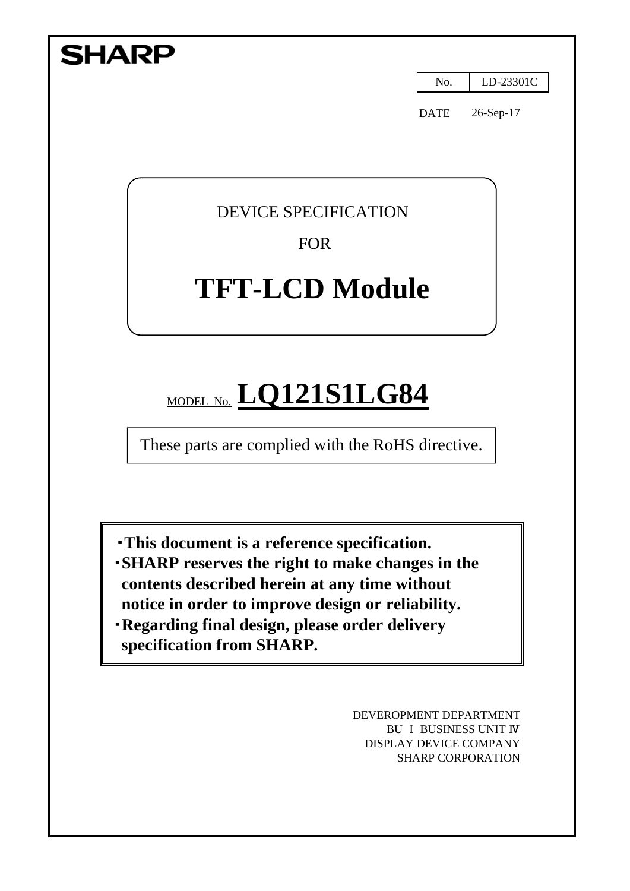**SHARP**

| No. | LD-23301C |
|---|---|

DATE 26-Sep-17

DEVICE SPECIFICATION

FOR

# TFT-LCD Module

MODEL No. **LQ121S1LG84**

These parts are complied with the RoHS directive.

- **This document is a reference specification.**
- **SHARP reserves the right to make changes in the contents described herein at any time without notice in order to improve design or reliability.**
- **Regarding final design, please order delivery specification from SHARP.**

DEVEROPMENT DEPARTMENT
BU Ⅰ BUSINESS UNIT Ⅳ
DISPLAY DEVICE COMPANY
SHARP CORPORATION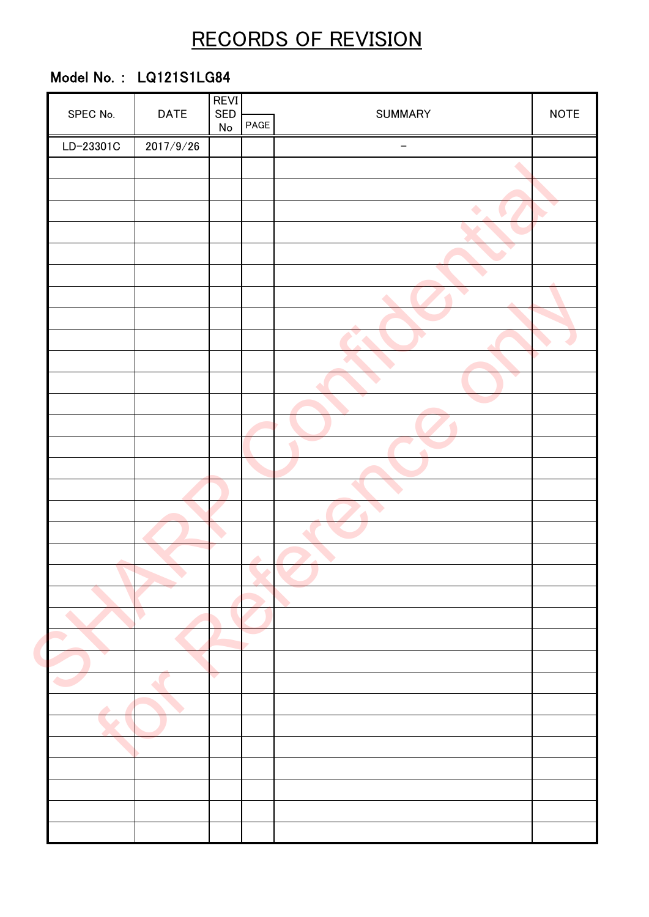# RECORDS OF REVISION

**Model No. : LQ121S1LG84**

| SPEC No. | DATE | REVISED No | PAGE | SUMMARY | NOTE |
|---|---|---|---|---|---|
| LD-23301C | 2017/9/26 | | | – | |
| | | | | | |
| | | | | | |
| | | | | | |
| | | | | | |
| | | | | | |
| | | | | | |
| | | | | | |
| | | | | | |
| | | | | | |
| | | | | | |
| | | | | | |
| | | | | | |
| | | | | | |
| | | | | | |
| | | | | | |
| | | | | | |
| | | | | | |
| | | | | | |
| | | | | | |
| | | | | | |
| | | | | | |
| | | | | | |
| | | | | | |
| | | | | | |
| | | | | | |
| | | | | | |
| | | | | | |
| | | | | | |
| | | | | | |
| | | | | | |
| | | | | | |
| | | | | | |
| | | | | | |
| | | | | | |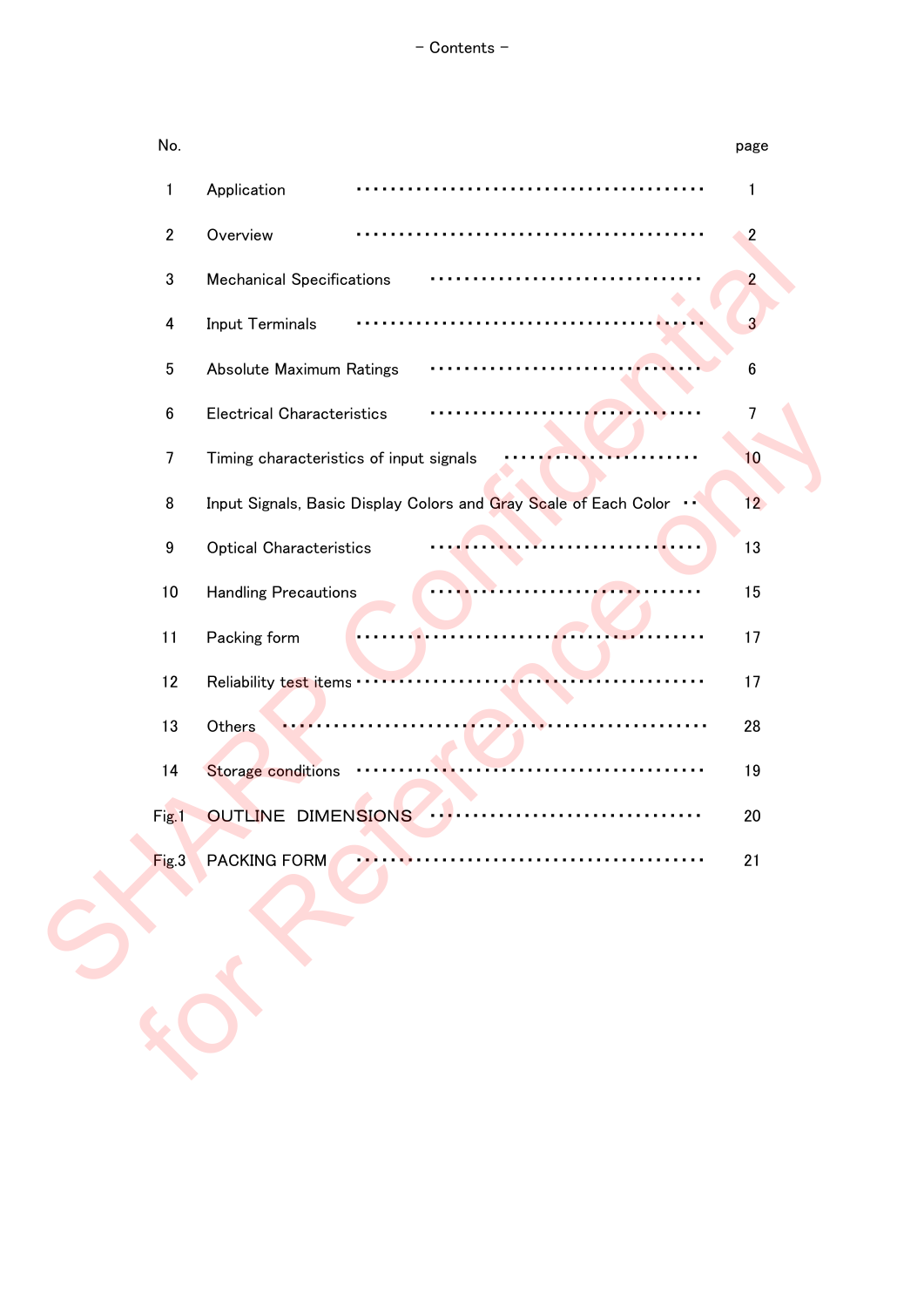# - Contents -

| No. | | page |
|---|---|---|
| 1 | Application | 1 |
| 2 | Overview | 2 |
| 3 | Mechanical Specifications | 2 |
| 4 | Input Terminals | 3 |
| 5 | Absolute Maximum Ratings | 6 |
| 6 | Electrical Characteristics | 7 |
| 7 | Timing characteristics of input signals | 10 |
| 8 | Input Signals, Basic Display Colors and Gray Scale of Each Color | 12 |
| 9 | Optical Characteristics | 13 |
| 10 | Handling Precautions | 15 |
| 11 | Packing form | 17 |
| 12 | Reliability test items | 17 |
| 13 | Others | 28 |
| 14 | Storage conditions | 19 |
| Fig.1 | OUTLINE DIMENSIONS | 20 |
| Fig.3 | PACKING FORM | 21 |

SHARP Confidential for Reference only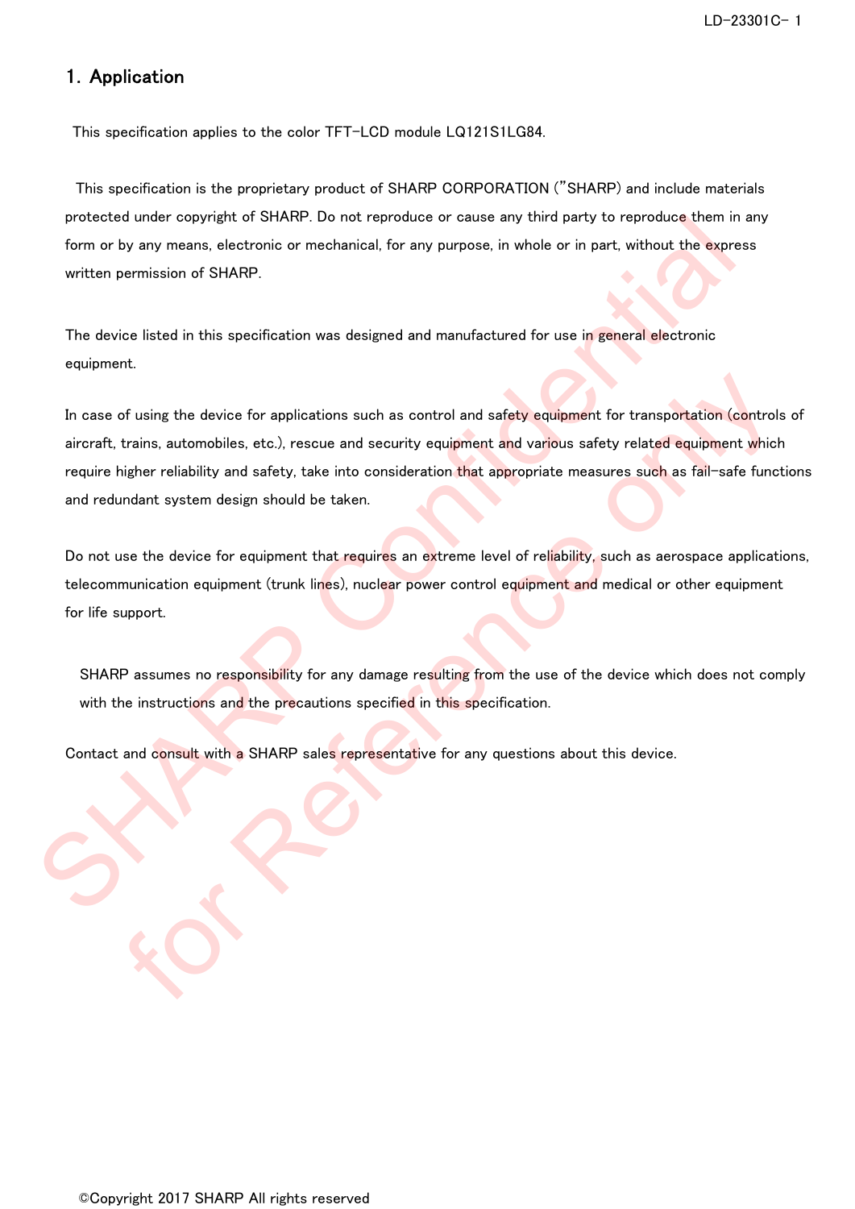## 1. Application

This specification applies to the color TFT-LCD module LQ121S1LG84.

This specification is the proprietary product of SHARP CORPORATION ("SHARP) and include materials protected under copyright of SHARP. Do not reproduce or cause any third party to reproduce them in any form or by any means, electronic or mechanical, for any purpose, in whole or in part, without the express written permission of SHARP.

The device listed in this specification was designed and manufactured for use in general electronic equipment.

In case of using the device for applications such as control and safety equipment for transportation (controls of aircraft, trains, automobiles, etc.), rescue and security equipment and various safety related equipment which require higher reliability and safety, take into consideration that appropriate measures such as fail-safe functions and redundant system design should be taken.

Do not use the device for equipment that requires an extreme level of reliability, such as aerospace applications, telecommunication equipment (trunk lines), nuclear power control equipment and medical or other equipment for life support.

SHARP assumes no responsibility for any damage resulting from the use of the device which does not comply with the instructions and the precautions specified in this specification.

Contact and consult with a SHARP sales representative for any questions about this device.

©Copyright 2017 SHARP All rights reserved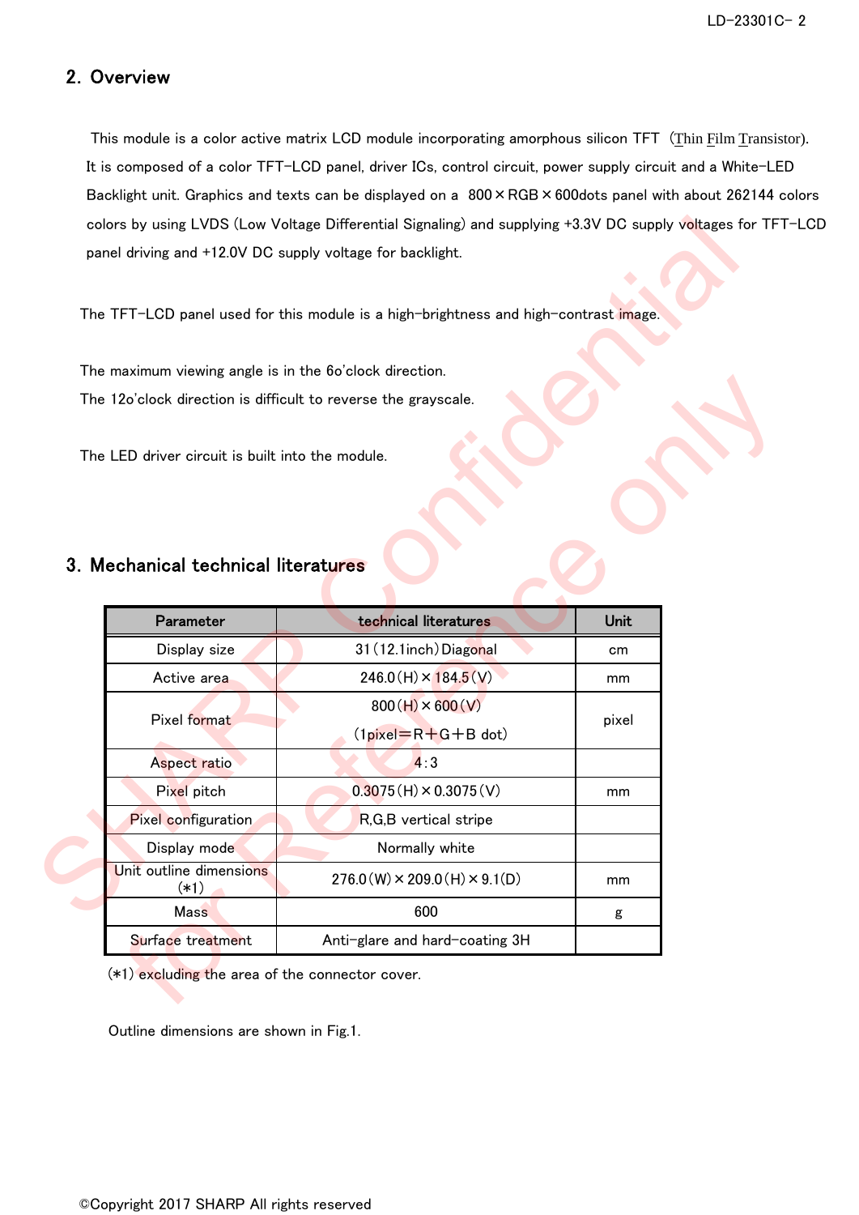## 2. Overview

This module is a color active matrix LCD module incorporating amorphous silicon TFT (Thin Film Transistor). It is composed of a color TFT-LCD panel, driver ICs, control circuit, power supply circuit and a White-LED Backlight unit. Graphics and texts can be displayed on a 800×RGB×600dots panel with about 262144 colors colors by using LVDS (Low Voltage Differential Signaling) and supplying +3.3V DC supply voltages for TFT-LCD panel driving and +12.0V DC supply voltage for backlight.

The TFT-LCD panel used for this module is a high-brightness and high-contrast image.

The maximum viewing angle is in the 6o'clock direction.
The 12o'clock direction is difficult to reverse the grayscale.

The LED driver circuit is built into the module.

## 3. Mechanical technical literatures

| Parameter | technical literatures | Unit |
|---|---|---|
| Display size | 31(12.1inch)Diagonal | cm |
| Active area | 246.0(H)×184.5(V) | mm |
| Pixel format | 800(H)×600(V)<br>(1pixel＝R＋G＋B dot) | pixel |
| Aspect ratio | 4:3 | |
| Pixel pitch | 0.3075(H)×0.3075(V) | mm |
| Pixel configuration | R,G,B vertical stripe | |
| Display mode | Normally white | |
| Unit outline dimensions (*1) | 276.0(W)×209.0(H)×9.1(D) | mm |
| Mass | 600 | g |
| Surface treatment | Anti-glare and hard-coating 3H | |

(*1) excluding the area of the connector cover.

Outline dimensions are shown in Fig.1.

©Copyright 2017 SHARP All rights reserved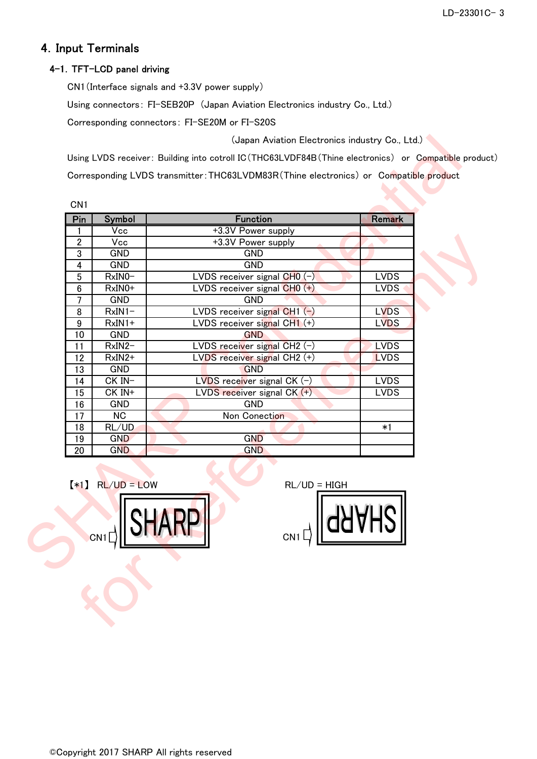## 4. Input Terminals

### 4-1. TFT-LCD panel driving

CN1（Interface signals and +3.3V power supply）

Using connectors：FI-SEB20P （Japan Aviation Electronics industry Co., Ltd.）

Corresponding connectors：FI-SE20M or FI-S20S

（Japan Aviation Electronics industry Co., Ltd.）

Using LVDS receiver：Building into cotroll IC（THC63LVDF84B（Thine electronics） or Compatible product）

Corresponding LVDS transmitter：THC63LVDM83R（Thine electronics） or Compatible product

CN1

| Pin | Symbol | Function | Remark |
|---|---|---|---|
| 1 | Vcc | +3.3V Power supply | |
| 2 | Vcc | +3.3V Power supply | |
| 3 | GND | GND | |
| 4 | GND | GND | |
| 5 | RxIN0− | LVDS receiver signal CH0 (−) | LVDS |
| 6 | RxIN0+ | LVDS receiver signal CH0 (+) | LVDS |
| 7 | GND | GND | |
| 8 | RxIN1− | LVDS receiver signal CH1 (−) | LVDS |
| 9 | RxIN1+ | LVDS receiver signal CH1 (+) | LVDS |
| 10 | GND | GND | |
| 11 | RxIN2− | LVDS receiver signal CH2 (−) | LVDS |
| 12 | RxIN2+ | LVDS receiver signal CH2 (+) | LVDS |
| 13 | GND | GND | |
| 14 | CK IN− | LVDS receiver signal CK (−) | LVDS |
| 15 | CK IN+ | LVDS receiver signal CK (+) | LVDS |
| 16 | GND | GND | |
| 17 | NC | Non Conection | |
| 18 | RL/UD | | *1 |
| 19 | GND | GND | |
| 20 | GND | GND | |

【*1】 RL/UD = LOW　　　　RL/UD = HIGH

CN1 SHARP　　　　CN1 SHARP (rotated 180°)

©Copyright 2017 SHARP All rights reserved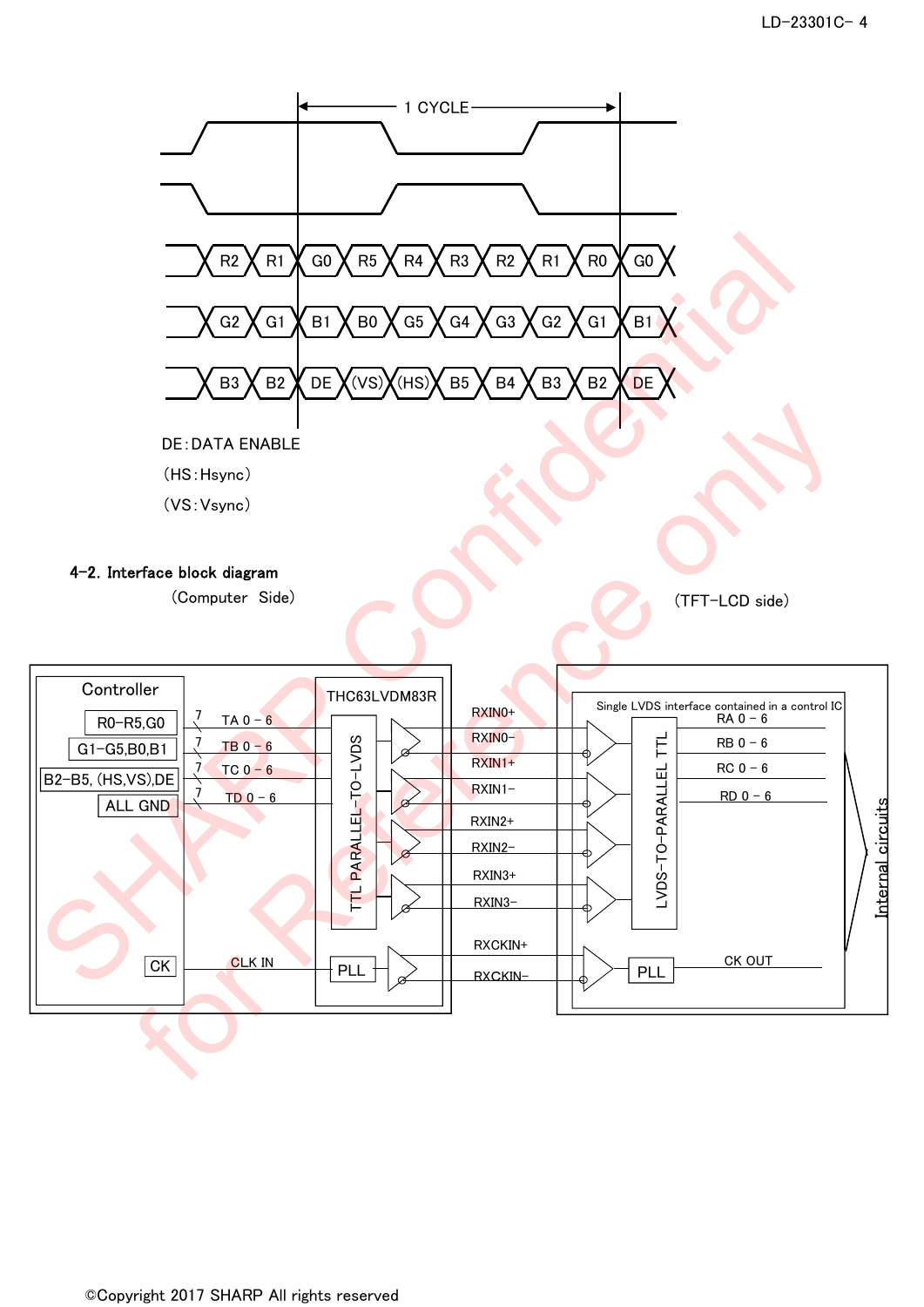1 CYCLE

| R2 | R1 | G0 | R5 | R4 | R3 | R2 | R1 | R0 | G0 |
|---|---|---|---|---|---|---|---|---|---|
| G2 | G1 | B1 | B0 | G5 | G4 | G3 | G2 | G1 | B1 |
| B3 | B2 | DE | (VS) | (HS) | B5 | B4 | B3 | B2 | DE |

DE:DATA ENABLE

(HS:Hsync)

(VS:Vsync)

**4-2. Interface block diagram**

(Computer Side) (TFT-LCD side)

Controller: R0–R5,G0 / G1–G5,B0,B1 / B2–B5, (HS,VS),DE / ALL GND / CK

THC63LVDM83R: TTL PARALLEL–TO–LVDS, PLL

TA 0 – 6, TB 0 – 6, TC 0 – 6, TD 0 – 6, CLK IN

RXIN0+, RXIN0−, RXIN1+, RXIN1−, RXIN2+, RXIN2−, RXIN3+, RXIN3−, RXCKIN+, RXCKIN−

Single LVDS interface contained in a control IC: LVDS–TO–PARALLEL TTL, PLL

RA 0 – 6, RB 0 – 6, RC 0 – 6, RD 0 – 6, CK OUT

Internal circuits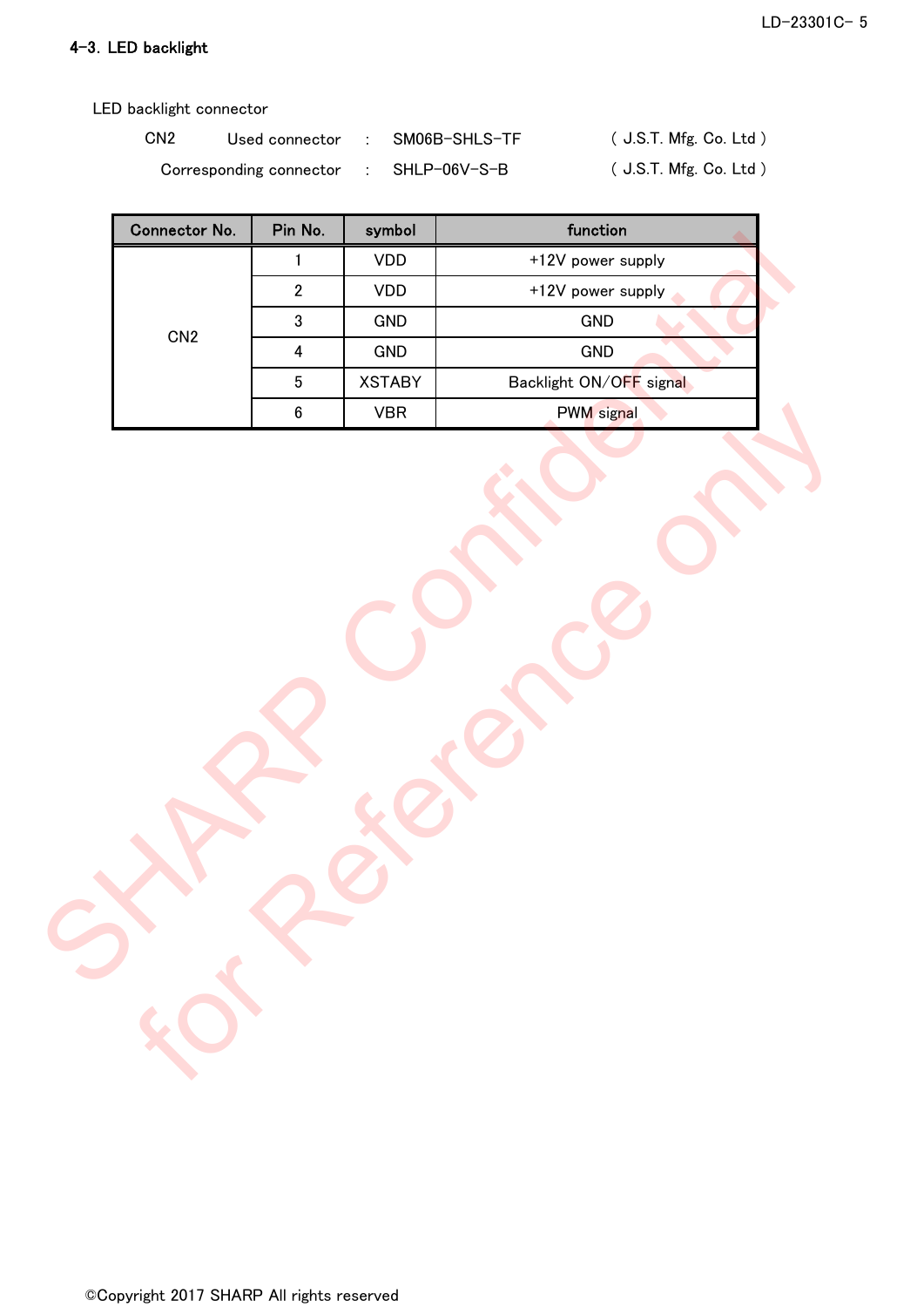### 4-3. LED backlight

LED backlight connector

CN2    Used connector    :    SM06B-SHLS-TF    ( J.S.T. Mfg. Co. Ltd )

Corresponding connector    :    SHLP-06V-S-B    ( J.S.T. Mfg. Co. Ltd )

| Connector No. | Pin No. | symbol | function |
|---|---|---|---|
| CN2 | 1 | VDD | +12V power supply |
| | 2 | VDD | +12V power supply |
| | 3 | GND | GND |
| | 4 | GND | GND |
| | 5 | XSTABY | Backlight ON/OFF signal |
| | 6 | VBR | PWM signal |

SHARP Confidential for Reference only

©Copyright 2017 SHARP All rights reserved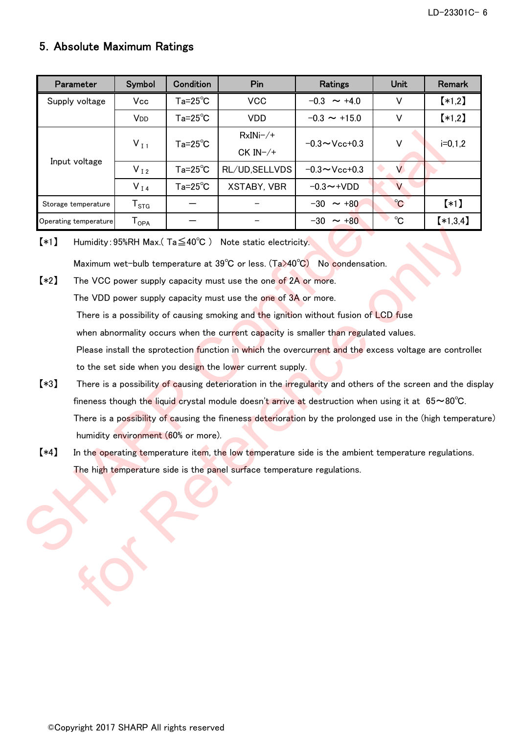## 5. Absolute Maximum Ratings

| Parameter | Symbol | Condition | Pin | Ratings | Unit | Remark |
|---|---|---|---|---|---|---|
| Supply voltage | Vcc | Ta=25℃ | VCC | −0.3 ～ +4.0 | V | 【*1,2】 |
| | VDD | Ta=25℃ | VDD | −0.3 ～ +15.0 | V | 【*1,2】 |
| Input voltage | $V_{I1}$ | Ta=25℃ | RxINi−/+ CK IN−/+ | −0.3～Vcc+0.3 | V | i=0,1,2 |
| | $V_{I2}$ | Ta=25℃ | RL/UD,SELLVDS | −0.3～Vcc+0.3 | V | |
| | $V_{I4}$ | Ta=25℃ | XSTABY, VBR | −0.3～+VDD | V | |
| Storage temperature | $T_{STG}$ | — | – | −30 ～ +80 | ℃ | 【*1】 |
| Operating temperature | $T_{OPA}$ | — | – | −30 ～ +80 | ℃ | 【*1,3,4】 |

【*1】 Humidity : 95%RH Max.( Ta≦40℃ ) Note static electricity.

Maximum wet-bulb temperature at 39℃ or less. (Ta>40℃) No condensation.

【*2】 The VCC power supply capacity must use the one of 2A or more.

The VDD power supply capacity must use the one of 3A or more.

There is a possibility of causing smoking and the ignition without fusion of LCD fuse when abnormality occurs when the current capacity is smaller than regulated values.

Please install the sprotection function in which the overcurrent and the excess voltage are controlled to the set side when you design the lower current supply.

【*3】 There is a possibility of causing deterioration in the irregularity and others of the screen and the display fineness though the liquid crystal module doesn't arrive at destruction when using it at 65～80℃.

There is a possibility of causing the fineness deterioration by the prolonged use in the (high temperature) humidity environment (60% or more).

【*4】 In the operating temperature item, the low temperature side is the ambient temperature regulations.

The high temperature side is the panel surface temperature regulations.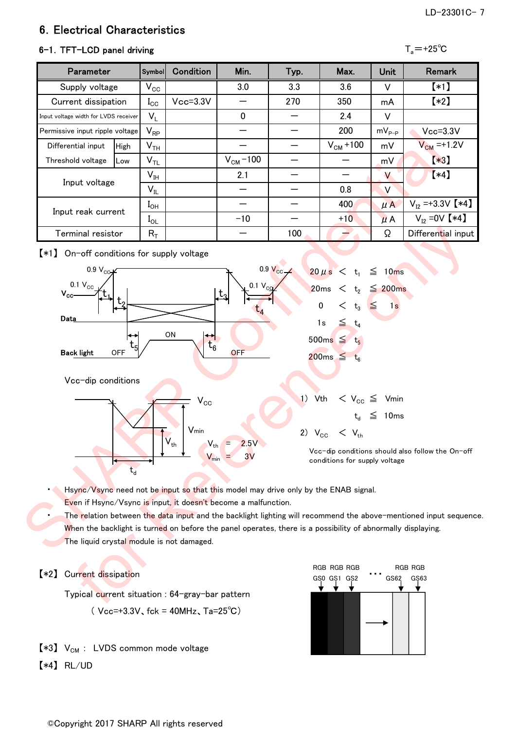## 6. Electrical Characteristics

### 6-1. TFT-LCD panel driving

$T_a$=+25℃

| Parameter | | Symbol | Condition | Min. | Typ. | Max. | Unit | Remark |
|---|---|---|---|---|---|---|---|---|
| Supply voltage | | $V_{CC}$ | | 3.0 | 3.3 | 3.6 | V | 【*1】 |
| Current dissipation | | $I_{CC}$ | Vcc=3.3V | — | 270 | 350 | mA | 【*2】 |
| Input voltage width for LVDS receiver | | $V_L$ | | 0 | — | 2.4 | V | |
| Permissive input ripple voltage | | $V_{RP}$ | | — | — | 200 | $mV_{P-P}$ | Vcc=3.3V |
| Differential input Threshold voltage | High | $V_{TH}$ | | — | — | $V_{CM}$+100 | mV | $V_{CM}$=+1.2V 【*3】 |
| | Low | $V_{TL}$ | | $V_{CM}$−100 | — | — | mV | |
| Input voltage | | $V_{IH}$ | | 2.1 | — | — | V | 【*4】 |
| | | $V_{IL}$ | | — | — | 0.8 | V | |
| Input reak current | | $I_{OH}$ | | — | — | 400 | μA | $V_{I2}$=+3.3V 【*4】 |
| | | $I_{OL}$ | | −10 | — | +10 | μA | $V_{I2}$=0V 【*4】 |
| Terminal resistor | | $R_T$ | | — | 100 | — | Ω | Differential input |

【*1】 On-off conditions for supply voltage

20μs < $t_1$ ≦ 10ms
20ms < $t_2$ ≦ 200ms
0 < $t_3$ ≦ 1s
1s ≦ $t_4$
500ms ≦ $t_5$
200ms ≦ $t_6$

Vcc-dip conditions

$V_{th}$ = 2.5V
$V_{min}$ = 3V

1) Vth < $V_{CC}$ ≦ Vmin
$t_d$ ≦ 10ms
2) $V_{CC}$ < $V_{th}$

Vcc-dip conditions should also follow the On-off conditions for supply voltage

- Hsync/Vsync need not be input so that this model may drive only by the ENAB signal.
  Even if Hsync/Vsync is input, it doesn't become a malfunction.
- The relation between the data input and the backlight lighting will recommend the above-mentioned input sequence.
  When the backlight is turned on before the panel operates, there is a possibility of abnormally displaying.
  The liquid crystal module is not damaged.

【*2】 Current dissipation

Typical current situation : 64-gray-bar pattern

( Vcc=+3.3V、fck = 40MHz、Ta=25℃)

RGB RGB RGB … RGB RGB
GS0 GS1 GS2 … GS62 GS63

【*3】 $V_{CM}$ : LVDS common mode voltage

【*4】 RL/UD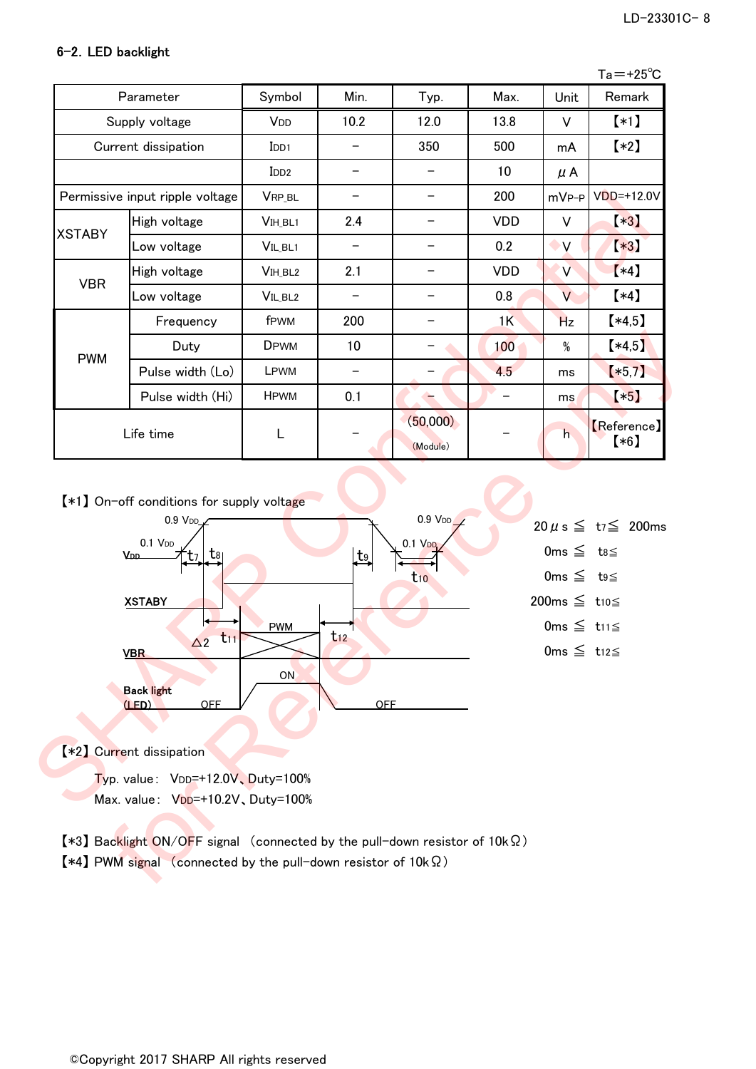## 6-2. LED backlight

Ta＝+25℃

| Parameter | | Symbol | Min. | Typ. | Max. | Unit | Remark |
|---|---|---|---|---|---|---|---|
| Supply voltage | | $V_{DD}$ | 10.2 | 12.0 | 13.8 | V | 【*1】 |
| Current dissipation | | $I_{DD1}$ | − | 350 | 500 | mA | 【*2】 |
| | | $I_{DD2}$ | − | − | 10 | μA | |
| Permissive input ripple voltage | | $V_{RP\_BL}$ | − | − | 200 | $mV_{P-P}$ | VDD=+12.0V |
| XSTABY | High voltage | $V_{IH\_BL1}$ | 2.4 | − | VDD | V | 【*3】 |
| | Low voltage | $V_{IL\_BL1}$ | − | − | 0.2 | V | 【*3】 |
| VBR | High voltage | $V_{IH\_BL2}$ | 2.1 | − | VDD | V | 【*4】 |
| | Low voltage | $V_{IL\_BL2}$ | − | − | 0.8 | V | 【*4】 |
| PWM | Frequency | $f_{PWM}$ | 200 | − | 1K | Hz | 【*4,5】 |
| | Duty | $D_{PWM}$ | 10 | − | 100 | % | 【*4,5】 |
| | Pulse width (Lo) | $L_{PWM}$ | − | − | 4.5 | ms | 【*5,7】 |
| | Pulse width (Hi) | $H_{PWM}$ | 0.1 | − | − | ms | 【*5】 |
| Life time | | L | − | (50,000) (Module) | − | h | 【Reference】【*6】 |

【*1】On-off conditions for supply voltage

Timing diagram: VDD (0.9 VDD, 0.1 VDD, t7, t8, t9, t10), XSTABY, VBR (PWM, △2, t11, t12), Back light (LED) (OFF, ON, OFF)

$20\mu s \leqq t_7 \leqq 200ms$
$0ms \leqq t_8 \leqq$
$0ms \leqq t_9 \leqq$
$200ms \leqq t_{10} \leqq$
$0ms \leqq t_{11} \leqq$
$0ms \leqq t_{12} \leqq$

【*2】Current dissipation

Typ. value： VDD=+12.0V、Duty=100%
Max. value： VDD=+10.2V、Duty=100%

【*3】Backlight ON/OFF signal （connected by the pull-down resistor of 10kΩ）
【*4】PWM signal （connected by the pull-down resistor of 10kΩ）

©Copyright 2017 SHARP All rights reserved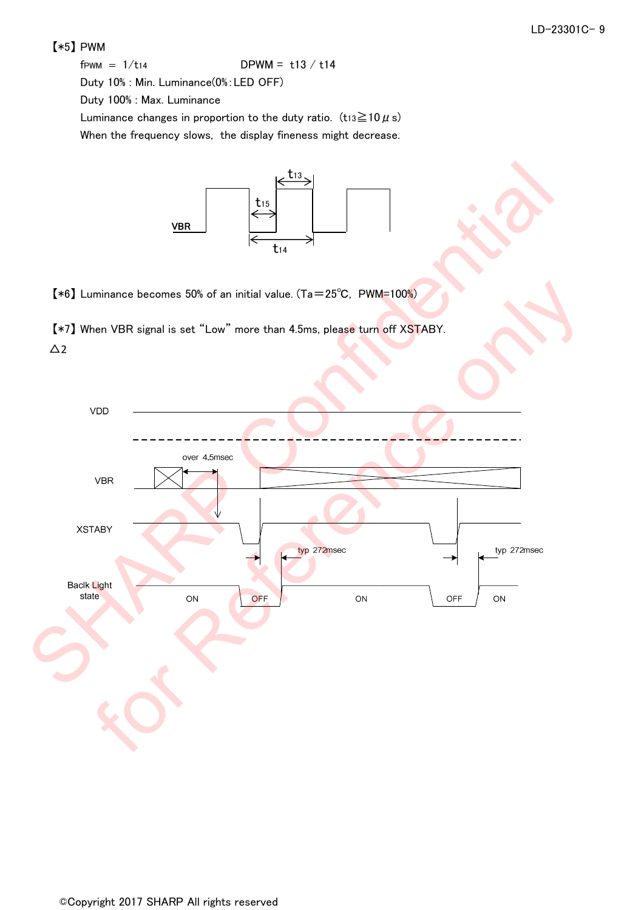【*5】PWM

$f_{PWM}$ = $1/t_{14}$　　　　DPWM = $t_{13}$ / $t_{14}$

Duty 10% : Min. Luminance(0%:LED OFF)

Duty 100% : Max. Luminance

Luminance changes in proportion to the duty ratio. ($t_{13} \geqq 10\mu s$)

When the frequency slows, the display fineness might decrease.

【*6】Luminance becomes 50% of an initial value. (Ta＝25℃, PWM=100%)

【*7】When VBR signal is set "Low" more than 4.5ms, please turn off XSTABY.

△2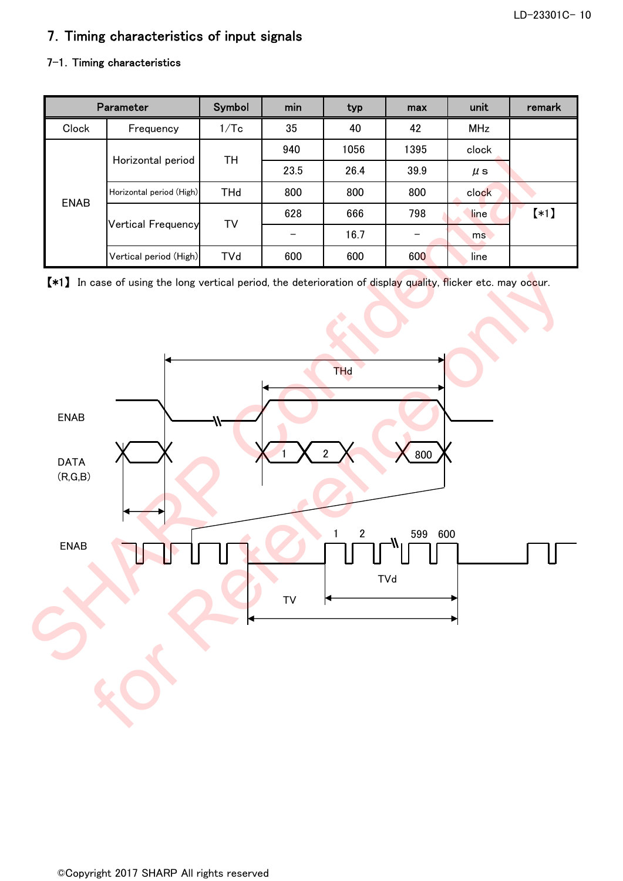## 7. Timing characteristics of input signals

### 7-1. Timing characteristics

| Parameter | | Symbol | min | typ | max | unit | remark |
|---|---|---|---|---|---|---|---|
| Clock | Frequency | 1/Tc | 35 | 40 | 42 | MHz | |
| ENAB | Horizontal period | TH | 940 | 1056 | 1395 | clock | |
| | | | 23.5 | 26.4 | 39.9 | μs | |
| | Horizontal period (High) | THd | 800 | 800 | 800 | clock | |
| | Vertical Frequency | TV | 628 | 666 | 798 | line | 【*1】 |
| | | | – | 16.7 | – | ms | |
| | Vertical period (High) | TVd | 600 | 600 | 600 | line | |

【*1】 In case of using the long vertical period, the deterioration of display quality, flicker etc. may occur.

ENAB

DATA (R,G,B)

ENAB

THd

1 2 800

1 2 599 600

TVd

TV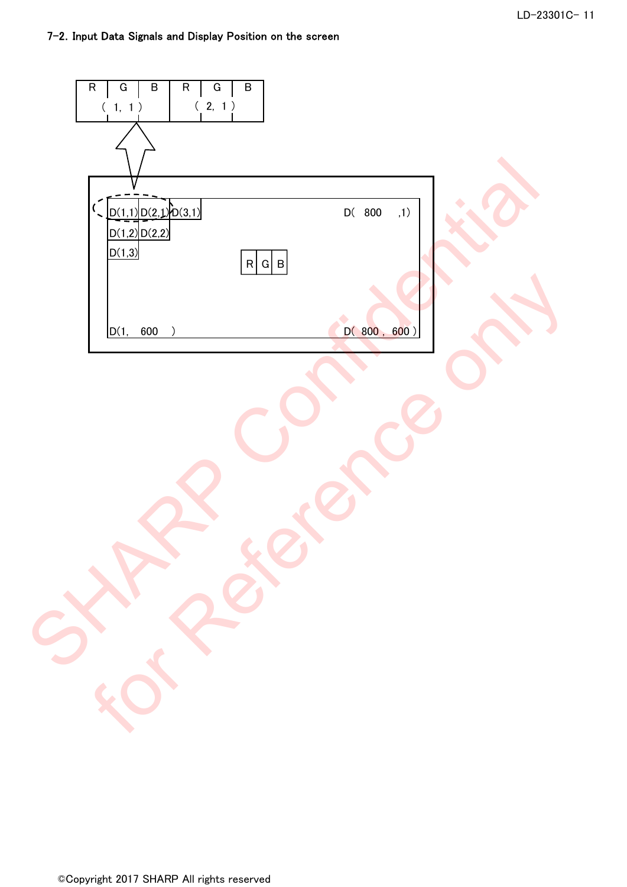### 7-2. Input Data Signals and Display Position on the screen

| R | G | B | R | G | B |
|---|---|---|---|---|---|
| ( 1, 1 ) | | | ( 2, 1 ) | | |

D(1,1) D(2,1) D(3,1) D( 800 ,1)

D(1,2) D(2,2)

D(1,3)

R G B

D(1, 600 ) D( 800 , 600 )

©Copyright 2017 SHARP All rights reserved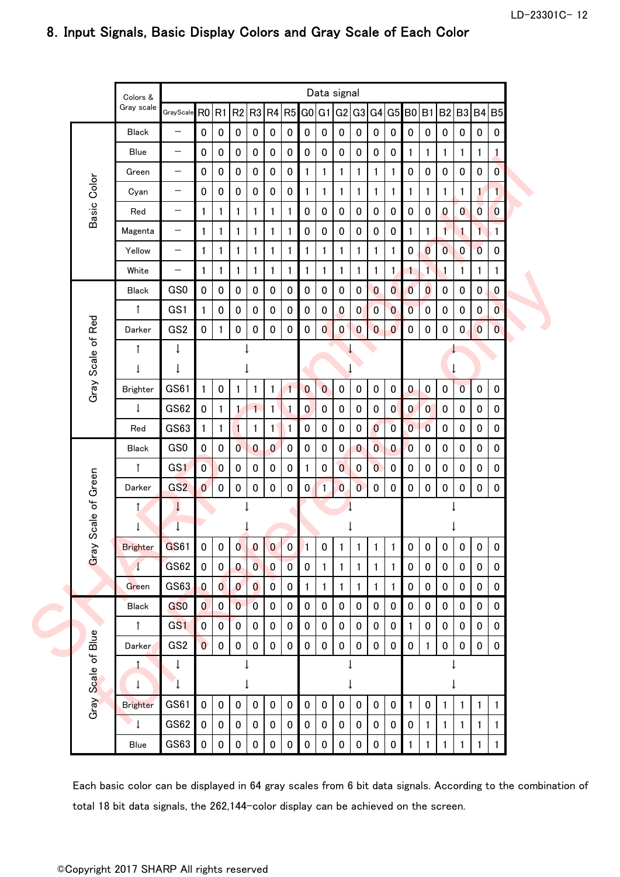## 8. Input Signals, Basic Display Colors and Gray Scale of Each Color

| | Colors & Gray scale | GrayScale | R0 | R1 | R2 | R3 | R4 | R5 | G0 | G1 | G2 | G3 | G4 | G5 | B0 | B1 | B2 | B3 | B4 | B5 |
|---|---|---|---|---|---|---|---|---|---|---|---|---|---|---|---|---|---|---|---|---|
| Basic Color | Black | – | 0 | 0 | 0 | 0 | 0 | 0 | 0 | 0 | 0 | 0 | 0 | 0 | 0 | 0 | 0 | 0 | 0 | 0 |
| | Blue | – | 0 | 0 | 0 | 0 | 0 | 0 | 0 | 0 | 0 | 0 | 0 | 0 | 1 | 1 | 1 | 1 | 1 | 1 |
| | Green | – | 0 | 0 | 0 | 0 | 0 | 0 | 1 | 1 | 1 | 1 | 1 | 1 | 0 | 0 | 0 | 0 | 0 | 0 |
| | Cyan | – | 0 | 0 | 0 | 0 | 0 | 0 | 1 | 1 | 1 | 1 | 1 | 1 | 1 | 1 | 1 | 1 | 1 | 1 |
| | Red | – | 1 | 1 | 1 | 1 | 1 | 1 | 0 | 0 | 0 | 0 | 0 | 0 | 0 | 0 | 0 | 0 | 0 | 0 |
| | Magenta | – | 1 | 1 | 1 | 1 | 1 | 1 | 0 | 0 | 0 | 0 | 0 | 0 | 1 | 1 | 1 | 1 | 1 | 1 |
| | Yellow | – | 1 | 1 | 1 | 1 | 1 | 1 | 1 | 1 | 1 | 1 | 1 | 1 | 0 | 0 | 0 | 0 | 0 | 0 |
| | White | – | 1 | 1 | 1 | 1 | 1 | 1 | 1 | 1 | 1 | 1 | 1 | 1 | 1 | 1 | 1 | 1 | 1 | 1 |
| Gray Scale of Red | Black | GS0 | 0 | 0 | 0 | 0 | 0 | 0 | 0 | 0 | 0 | 0 | 0 | 0 | 0 | 0 | 0 | 0 | 0 | 0 |
| | ↑ | GS1 | 1 | 0 | 0 | 0 | 0 | 0 | 0 | 0 | 0 | 0 | 0 | 0 | 0 | 0 | 0 | 0 | 0 | 0 |
| | Darker | GS2 | 0 | 1 | 0 | 0 | 0 | 0 | 0 | 0 | 0 | 0 | 0 | 0 | 0 | 0 | 0 | 0 | 0 | 0 |
| | ↑ | ↓ | ↓ | | | | | | ↓ | | | | | | ↓ | | | | | |
| | ↓ | ↓ | ↓ | | | | | | ↓ | | | | | | ↓ | | | | | |
| | Brighter | GS61 | 1 | 0 | 1 | 1 | 1 | 1 | 0 | 0 | 0 | 0 | 0 | 0 | 0 | 0 | 0 | 0 | 0 | 0 |
| | ↓ | GS62 | 0 | 1 | 1 | 1 | 1 | 1 | 0 | 0 | 0 | 0 | 0 | 0 | 0 | 0 | 0 | 0 | 0 | 0 |
| | Red | GS63 | 1 | 1 | 1 | 1 | 1 | 1 | 0 | 0 | 0 | 0 | 0 | 0 | 0 | 0 | 0 | 0 | 0 | 0 |
| Gray Scale of Green | Black | GS0 | 0 | 0 | 0 | 0 | 0 | 0 | 0 | 0 | 0 | 0 | 0 | 0 | 0 | 0 | 0 | 0 | 0 | 0 |
| | ↑ | GS1 | 0 | 0 | 0 | 0 | 0 | 0 | 1 | 0 | 0 | 0 | 0 | 0 | 0 | 0 | 0 | 0 | 0 | 0 |
| | Darker | GS2 | 0 | 0 | 0 | 0 | 0 | 0 | 0 | 1 | 0 | 0 | 0 | 0 | 0 | 0 | 0 | 0 | 0 | 0 |
| | ↑ | ↓ | ↓ | | | | | | ↓ | | | | | | ↓ | | | | | |
| | ↓ | ↓ | ↓ | | | | | | ↓ | | | | | | ↓ | | | | | |
| | Brighter | GS61 | 0 | 0 | 0 | 0 | 0 | 0 | 1 | 0 | 1 | 1 | 1 | 1 | 0 | 0 | 0 | 0 | 0 | 0 |
| | ↓ | GS62 | 0 | 0 | 0 | 0 | 0 | 0 | 0 | 1 | 1 | 1 | 1 | 1 | 0 | 0 | 0 | 0 | 0 | 0 |
| | Green | GS63 | 0 | 0 | 0 | 0 | 0 | 0 | 1 | 1 | 1 | 1 | 1 | 1 | 0 | 0 | 0 | 0 | 0 | 0 |
| Gray Scale of Blue | Black | GS0 | 0 | 0 | 0 | 0 | 0 | 0 | 0 | 0 | 0 | 0 | 0 | 0 | 0 | 0 | 0 | 0 | 0 | 0 |
| | ↑ | GS1 | 0 | 0 | 0 | 0 | 0 | 0 | 0 | 0 | 0 | 0 | 0 | 0 | 1 | 0 | 0 | 0 | 0 | 0 |
| | Darker | GS2 | 0 | 0 | 0 | 0 | 0 | 0 | 0 | 0 | 0 | 0 | 0 | 0 | 0 | 1 | 0 | 0 | 0 | 0 |
| | ↑ | ↓ | ↓ | | | | | | ↓ | | | | | | ↓ | | | | | |
| | ↓ | ↓ | ↓ | | | | | | ↓ | | | | | | ↓ | | | | | |
| | Brighter | GS61 | 0 | 0 | 0 | 0 | 0 | 0 | 0 | 0 | 0 | 0 | 0 | 0 | 1 | 0 | 1 | 1 | 1 | 1 |
| | ↓ | GS62 | 0 | 0 | 0 | 0 | 0 | 0 | 0 | 0 | 0 | 0 | 0 | 0 | 0 | 1 | 1 | 1 | 1 | 1 |
| | Blue | GS63 | 0 | 0 | 0 | 0 | 0 | 0 | 0 | 0 | 0 | 0 | 0 | 0 | 1 | 1 | 1 | 1 | 1 | 1 |

Each basic color can be displayed in 64 gray scales from 6 bit data signals. According to the combination of total 18 bit data signals, the 262,144-color display can be achieved on the screen.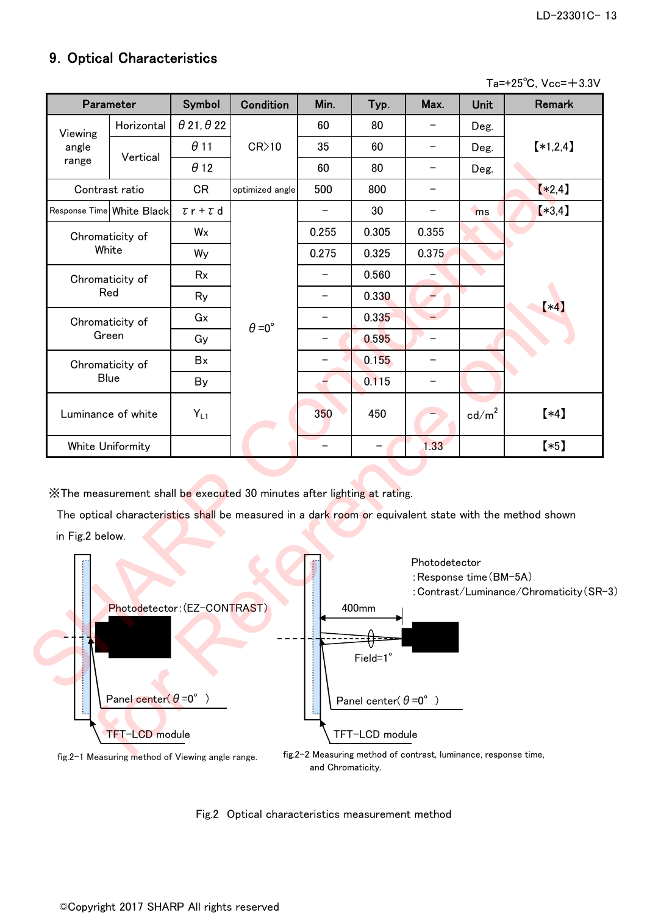## 9. Optical Characteristics

Ta=+25℃, Vcc=＋3.3V

| Parameter | | Symbol | Condition | Min. | Typ. | Max. | Unit | Remark |
|---|---|---|---|---|---|---|---|---|
| Viewing angle range | Horizontal | $\theta 21, \theta 22$ | CR>10 | 60 | 80 | − | Deg. | 【*1,2,4】 |
| | Vertical | $\theta 11$ | | 35 | 60 | − | Deg. | |
| | | $\theta 12$ | | 60 | 80 | − | Deg. | |
| Contrast ratio | | CR | optimized angle | 500 | 800 | − | | 【*2,4】 |
| Response Time | White Black | $\tau r + \tau d$ | $\theta$=0° | − | 30 | − | ms | 【*3,4】 |
| Chromaticity of White | | Wx | | 0.255 | 0.305 | 0.355 | | 【*4】 |
| | | Wy | | 0.275 | 0.325 | 0.375 | | |
| Chromaticity of Red | | Rx | | − | 0.560 | − | | |
| | | Ry | | − | 0.330 | − | | |
| Chromaticity of Green | | Gx | | − | 0.335 | − | | |
| | | Gy | | − | 0.595 | − | | |
| Chromaticity of Blue | | Bx | | − | 0.155 | − | | |
| | | By | | − | 0.115 | − | | |
| Luminance of white | | $Y_{L1}$ | | 350 | 450 | − | cd/m$^2$ | 【*4】 |
| White Uniformity | | | | − | − | 1.33 | | 【*5】 |

※The measurement shall be executed 30 minutes after lighting at rating.

The optical characteristics shall be measured in a dark room or equivalent state with the method shown in Fig.2 below.

Photodetector:(EZ-CONTRAST)

Panel center($\theta$=0° )

TFT-LCD module

fig.2-1 Measuring method of Viewing angle range.

Photodetector
:Response time(BM-5A)
:Contrast/Luminance/Chromaticity(SR-3)

400mm

Field=1°

Panel center($\theta$=0° )

TFT-LCD module

fig.2-2 Measuring method of contrast, luminance, response time, and Chromaticity.

Fig.2 Optical characteristics measurement method

©Copyright 2017 SHARP All rights reserved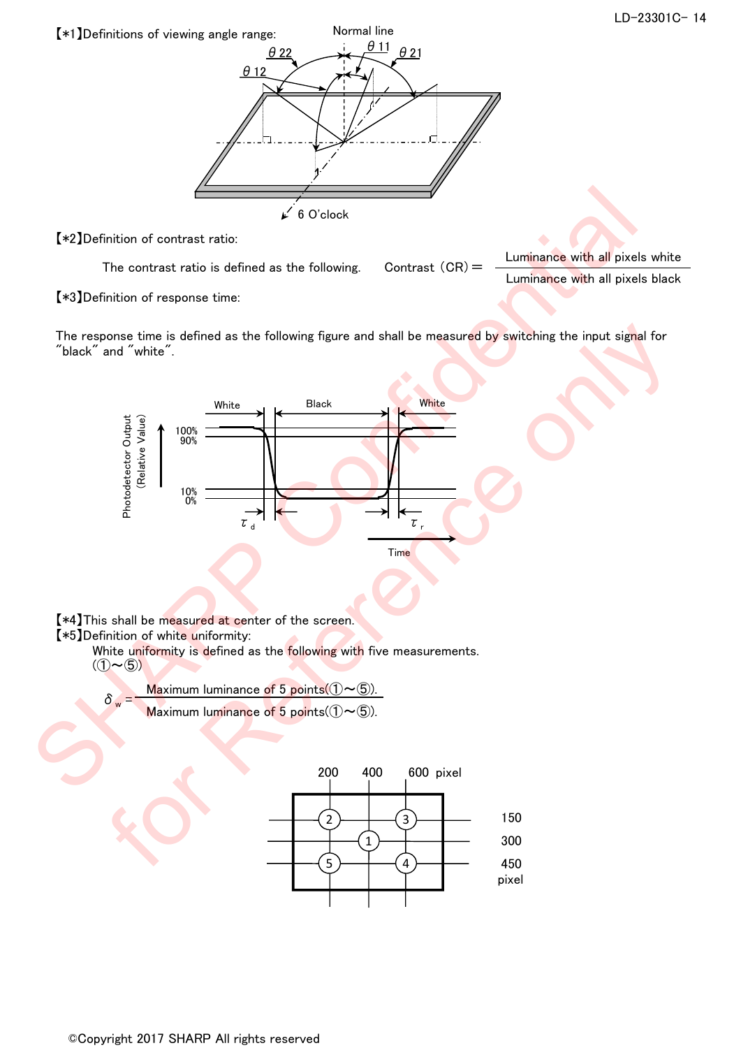【*1】Definitions of viewing angle range:

【*2】Definition of contrast ratio:

The contrast ratio is defined as the following.

$$\text{Contrast (CR)} = \frac{\text{Luminance with all pixels white}}{\text{Luminance with all pixels black}}$$

【*3】Definition of response time:

The response time is defined as the following figure and shall be measured by switching the input signal for "black" and "white".

【*4】This shall be measured at center of the screen.

【*5】Definition of white uniformity:

White uniformity is defined as the following with five measurements. (①~⑤)

$$\delta_w = \frac{\text{Maximum luminance of 5 points(①～⑤).}}{\text{Maximum luminance of 5 points(①～⑤).}}$$

©Copyright 2017 SHARP All rights reserved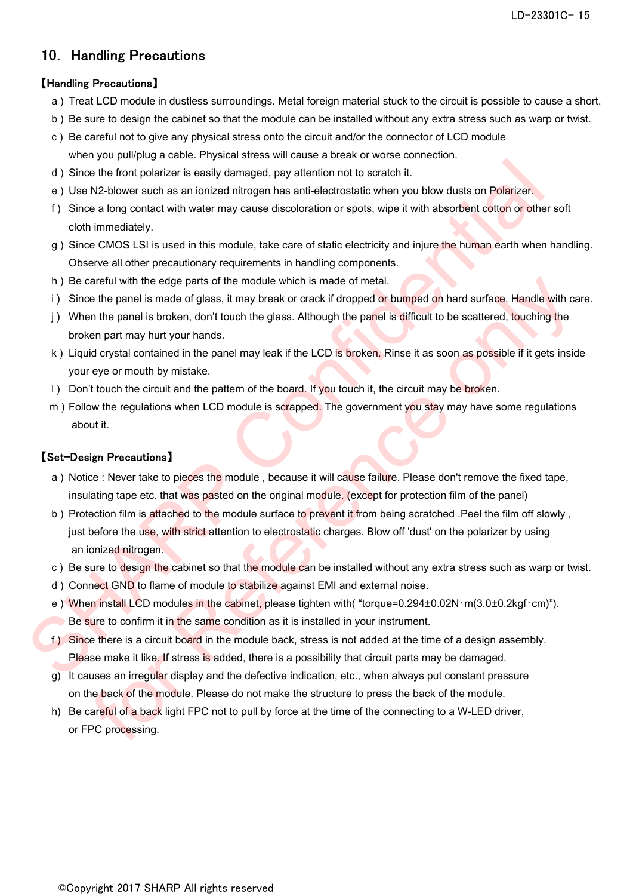## 10. Handling Precautions

【Handling Precautions】

a ) Treat LCD module in dustless surroundings. Metal foreign material stuck to the circuit is possible to cause a short.

b ) Be sure to design the cabinet so that the module can be installed without any extra stress such as warp or twist.

c ) Be careful not to give any physical stress onto the circuit and/or the connector of LCD module when you pull/plug a cable. Physical stress will cause a break or worse connection.

d ) Since the front polarizer is easily damaged, pay attention not to scratch it.

e ) Use N2-blower such as an ionized nitrogen has anti-electrostatic when you blow dusts on Polarizer.

f ) Since a long contact with water may cause discoloration or spots, wipe it with absorbent cotton or other soft cloth immediately.

g ) Since CMOS LSI is used in this module, take care of static electricity and injure the human earth when handling. Observe all other precautionary requirements in handling components.

h ) Be careful with the edge parts of the module which is made of metal.

i ) Since the panel is made of glass, it may break or crack if dropped or bumped on hard surface. Handle with care.

j ) When the panel is broken, don't touch the glass. Although the panel is difficult to be scattered, touching the broken part may hurt your hands.

k ) Liquid crystal contained in the panel may leak if the LCD is broken. Rinse it as soon as possible if it gets inside your eye or mouth by mistake.

l ) Don't touch the circuit and the pattern of the board. If you touch it, the circuit may be broken.

m ) Follow the regulations when LCD module is scrapped. The government you stay may have some regulations about it.

【Set-Design Precautions】

a ) Notice : Never take to pieces the module , because it will cause failure. Please don't remove the fixed tape, insulating tape etc. that was pasted on the original module. (except for protection film of the panel)

b ) Protection film is attached to the module surface to prevent it from being scratched .Peel the film off slowly , just before the use, with strict attention to electrostatic charges. Blow off 'dust' on the polarizer by using an ionized nitrogen.

c ) Be sure to design the cabinet so that the module can be installed without any extra stress such as warp or twist.

d ) Connect GND to flame of module to stabilize against EMI and external noise.

e ) When install LCD modules in the cabinet, please tighten with( "torque=0.294±0.02N･m(3.0±0.2kgf･cm)"). Be sure to confirm it in the same condition as it is installed in your instrument.

f ) Since there is a circuit board in the module back, stress is not added at the time of a design assembly. Please make it like. If stress is added, there is a possibility that circuit parts may be damaged.

g) It causes an irregular display and the defective indication, etc., when always put constant pressure on the back of the module. Please do not make the structure to press the back of the module.

h) Be careful of a back light FPC not to pull by force at the time of the connecting to a W-LED driver, or FPC processing.

©Copyright 2017 SHARP All rights reserved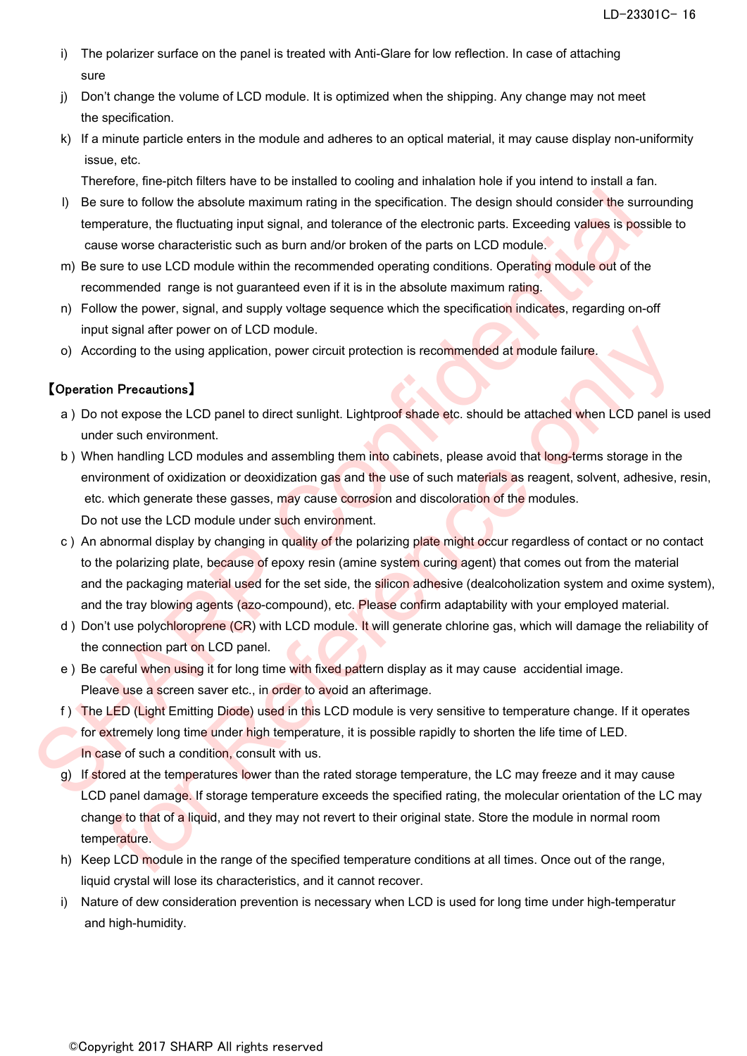i) The polarizer surface on the panel is treated with Anti-Glare for low reflection. In case of attaching sure

j) Don't change the volume of LCD module. It is optimized when the shipping. Any change may not meet the specification.

k) If a minute particle enters in the module and adheres to an optical material, it may cause display non-uniformity issue, etc.
Therefore, fine-pitch filters have to be installed to cooling and inhalation hole if you intend to install a fan.

l) Be sure to follow the absolute maximum rating in the specification. The design should consider the surrounding temperature, the fluctuating input signal, and tolerance of the electronic parts. Exceeding values is possible to cause worse characteristic such as burn and/or broken of the parts on LCD module.

m) Be sure to use LCD module within the recommended operating conditions. Operating module out of the recommended range is not guaranteed even if it is in the absolute maximum rating.

n) Follow the power, signal, and supply voltage sequence which the specification indicates, regarding on-off input signal after power on of LCD module.

o) According to the using application, power circuit protection is recommended at module failure.

【Operation Precautions】

a ) Do not expose the LCD panel to direct sunlight. Lightproof shade etc. should be attached when LCD panel is used under such environment.

b ) When handling LCD modules and assembling them into cabinets, please avoid that long-terms storage in the environment of oxidization or deoxidization gas and the use of such materials as reagent, solvent, adhesive, resin, etc. which generate these gasses, may cause corrosion and discoloration of the modules.
Do not use the LCD module under such environment.

c ) An abnormal display by changing in quality of the polarizing plate might occur regardless of contact or no contact to the polarizing plate, because of epoxy resin (amine system curing agent) that comes out from the material and the packaging material used for the set side, the silicon adhesive (dealcoholization system and oxime system), and the tray blowing agents (azo-compound), etc. Please confirm adaptability with your employed material.

d ) Don't use polychloroprene (CR) with LCD module. It will generate chlorine gas, which will damage the reliability of the connection part on LCD panel.

e ) Be careful when using it for long time with fixed pattern display as it may cause accidential image.
Pleave use a screen saver etc., in order to avoid an afterimage.

f ) The LED (Light Emitting Diode) used in this LCD module is very sensitive to temperature change. If it operates for extremely long time under high temperature, it is possible rapidly to shorten the life time of LED.
In case of such a condition, consult with us.

g) If stored at the temperatures lower than the rated storage temperature, the LC may freeze and it may cause LCD panel damage. If storage temperature exceeds the specified rating, the molecular orientation of the LC may change to that of a liquid, and they may not revert to their original state. Store the module in normal room temperature.

h) Keep LCD module in the range of the specified temperature conditions at all times. Once out of the range, liquid crystal will lose its characteristics, and it cannot recover.

i) Nature of dew consideration prevention is necessary when LCD is used for long time under high-temperatur and high-humidity.

©Copyright 2017 SHARP All rights reserved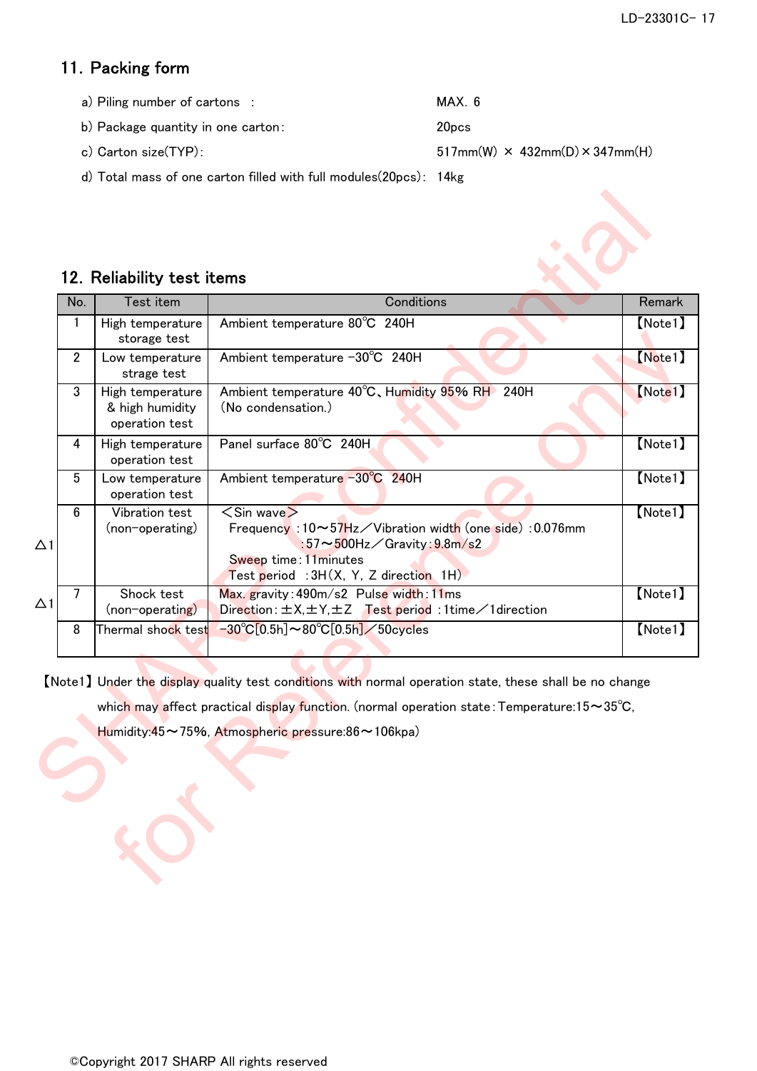## 11. Packing form

a) Piling number of cartons : MAX. 6

b) Package quantity in one carton: 20pcs

c) Carton size(TYP): 517mm(W) × 432mm(D)×347mm(H)

d) Total mass of one carton filled with full modules(20pcs): 14kg

## 12. Reliability test items

| No. | Test item | Conditions | Remark |
|---|---|---|---|
| 1 | High temperature storage test | Ambient temperature 80℃ 240H | 【Note1】 |
| 2 | Low temperature strage test | Ambient temperature -30℃ 240H | 【Note1】 |
| 3 | High temperature & high humidity operation test | Ambient temperature 40℃、Humidity 95% RH 240H (No condensation.) | 【Note1】 |
| 4 | High temperature operation test | Panel surface 80℃ 240H | 【Note1】 |
| 5 | Low temperature operation test | Ambient temperature -30℃ 240H | 【Note1】 |
| 6 △1 | Vibration test (non-operating) | ＜Sin wave＞ Frequency :10～57Hz／Vibration width (one side) :0.076mm :57～500Hz／Gravity:9.8m/s2 Sweep time:11minutes Test period :3H(X, Y, Z direction 1H) | 【Note1】 |
| 7 △1 | Shock test (non-operating) | Max. gravity:490m/s2 Pulse width:11ms Direction:±X,±Y,±Z Test period :1time／1direction | 【Note1】 |
| 8 | Thermal shock test | -30℃[0.5h]～80℃[0.5h]／50cycles | 【Note1】 |

【Note1】Under the display quality test conditions with normal operation state, these shall be no change which may affect practical display function. (normal operation state:Temperature:15～35℃, Humidity:45～75%, Atmospheric pressure:86～106kpa)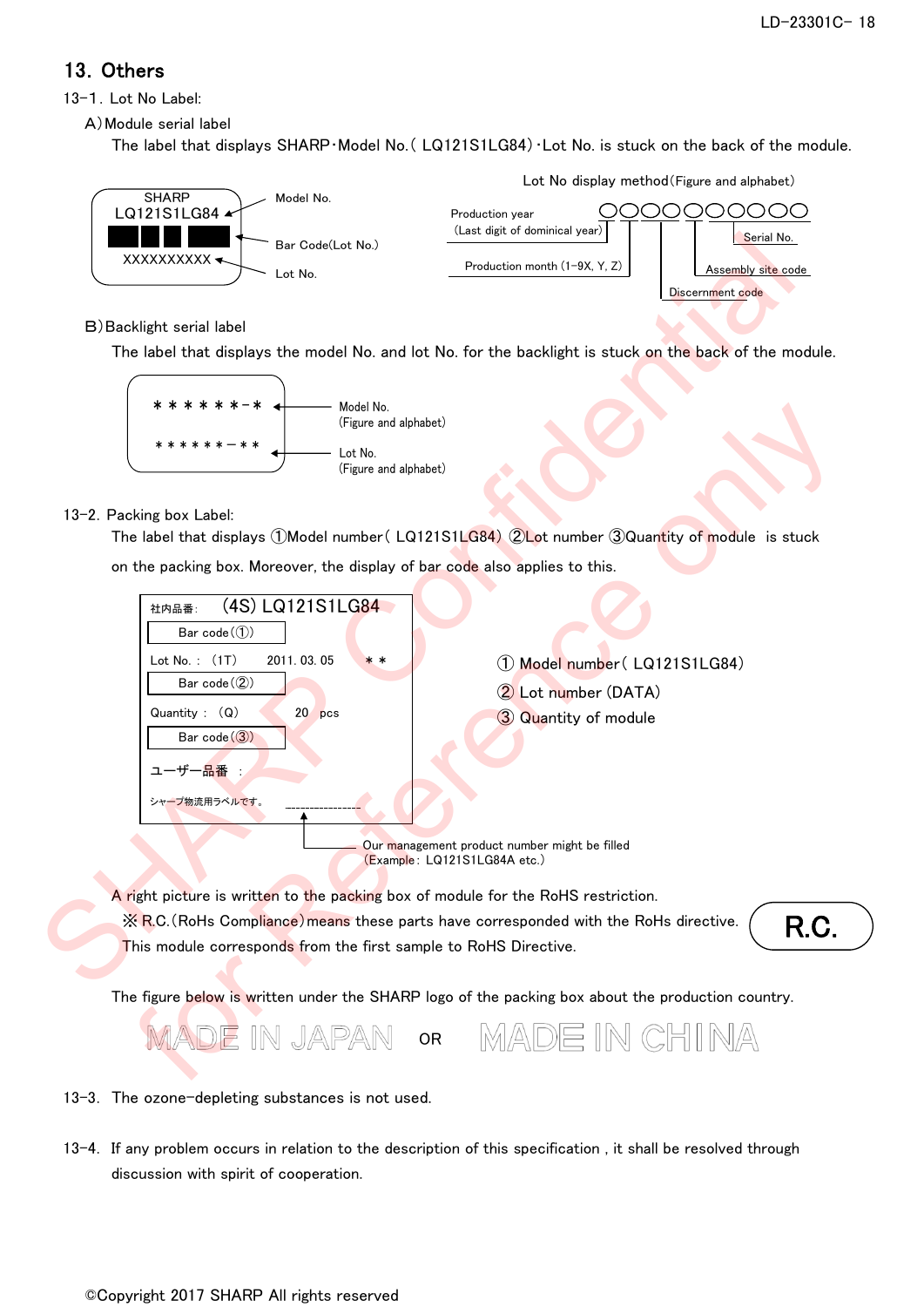## 13. Others

13-1. Lot No Label:

A) Module serial label

The label that displays SHARP･Model No.( LQ121S1LG84)･Lot No. is stuck on the back of the module.

```
SHARP
LQ121S1LG84   <- Model No.
[Bar Code]    <- Bar Code(Lot No.)
XXXXXXXXXX    <- Lot No.
```

Lot No display method (Figure and alphabet)

○○○○○○○○○○

- Production year (Last digit of dominical year)
- Production month (1-9X, Y, Z)
- Discernment code
- Assembly site code
- Serial No.

B) Backlight serial label

The label that displays the model No. and lot No. for the backlight is stuck on the back of the module.

```
*******-*    <- Model No. (Figure and alphabet)
*******-**   <- Lot No. (Figure and alphabet)
```

13-2. Packing box Label:

The label that displays ①Model number( LQ121S1LG84) ②Lot number ③Quantity of module is stuck on the packing box. Moreover, the display of bar code also applies to this.

```
社内品番:  (4S) LQ121S1LG84
Bar code(①)
Lot No. : (1T)   2011. 03. 05   **
Bar code(②)
Quantity : (Q)   20  pcs
Bar code(③)
ユーザー品番 :
シャープ物流用ラベルです。  ______________
```

Our management product number might be filled (Example: LQ121S1LG84A etc.)

① Model number( LQ121S1LG84)
② Lot number (DATA)
③ Quantity of module

A right picture is written to the packing box of module for the RoHS restriction.

※R.C.(RoHS Compliance) means these parts have corresponded with the RoHs directive.

This module corresponds from the first sample to RoHS Directive.

**R.C.**

The figure below is written under the SHARP logo of the packing box about the production country.

MADE IN JAPAN OR MADE IN CHINA

13-3. The ozone-depleting substances is not used.

13-4. If any problem occurs in relation to the description of this specification , it shall be resolved through discussion with spirit of cooperation.

©Copyright 2017 SHARP All rights reserved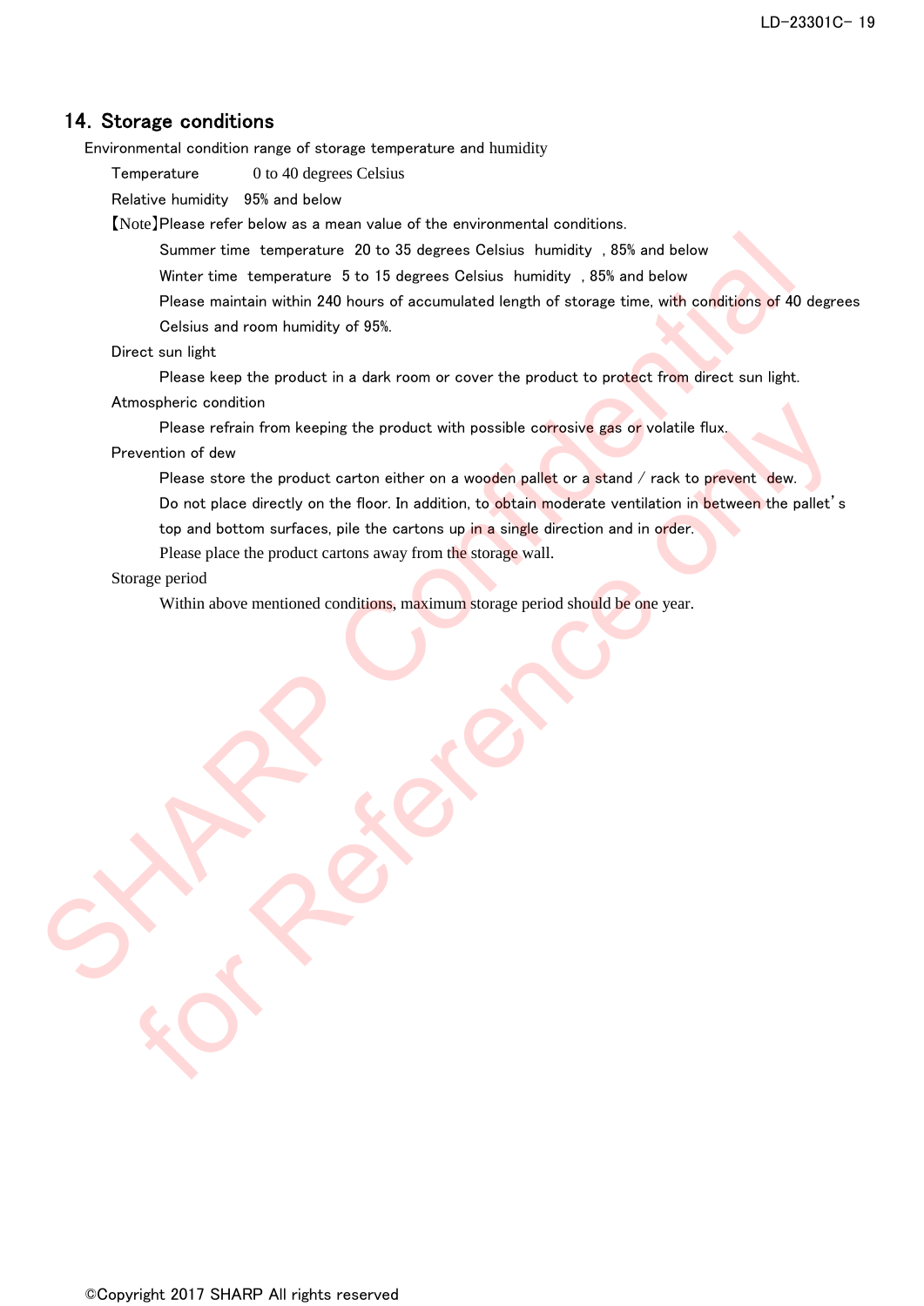## 14. Storage conditions

Environmental condition range of storage temperature and humidity

Temperature    0 to 40 degrees Celsius

Relative humidity  95% and below

【Note】Please refer below as a mean value of the environmental conditions.

Summer time temperature 20 to 35 degrees Celsius humidity , 85% and below

Winter time temperature 5 to 15 degrees Celsius humidity , 85% and below

Please maintain within 240 hours of accumulated length of storage time, with conditions of 40 degrees Celsius and room humidity of 95%.

Direct sun light

Please keep the product in a dark room or cover the product to protect from direct sun light.

Atmospheric condition

Please refrain from keeping the product with possible corrosive gas or volatile flux.

Prevention of dew

Please store the product carton either on a wooden pallet or a stand / rack to prevent dew.

Do not place directly on the floor. In addition, to obtain moderate ventilation in between the pallet's top and bottom surfaces, pile the cartons up in a single direction and in order.

Please place the product cartons away from the storage wall.

Storage period

Within above mentioned conditions, maximum storage period should be one year.

©Copyright 2017 SHARP All rights reserved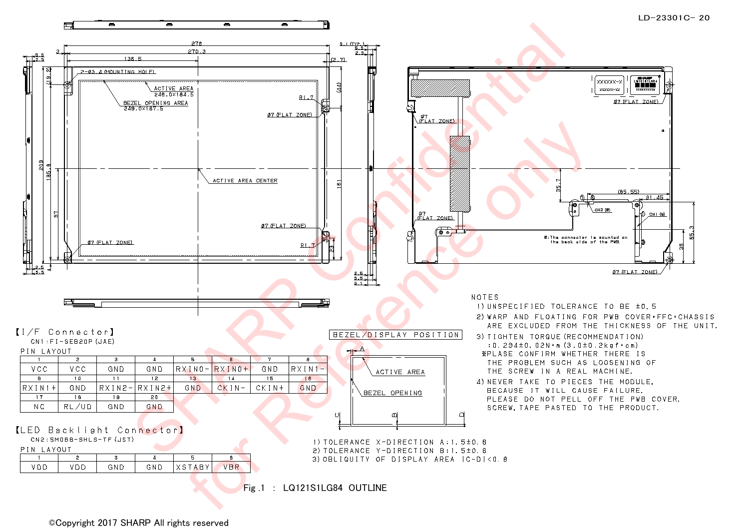【I/F Connector】

CN1:FI-SEB20P(JAE)

PIN LAYOUT

| 1 | 2 | 3 | 4 | 5 | 6 | 7 | 8 |
|---|---|---|---|---|---|---|---|
| VCC | VCC | GND | GND | RXIN0- | RXIN0+ | GND | RXIN1- |
| 9 | 10 | 11 | 12 | 13 | 14 | 15 | 16 |
| RXIN1+ | GND | RXIN2- | RXIN2+ | GND | CKIN- | CKIN+ | GND |
| 17 | 18 | 19 | 20 | | | | |
| NC | RL/UD | GND | GND | | | | |

【LED Backlight Connector】

CN2:SM06B-SHLS-TF(JST)

PIN LAYOUT

| 1 | 2 | 3 | 4 | 5 | 6 |
|---|---|---|---|---|---|
| VDD | VDD | GND | GND | XSTABY | VBR |

BEZEL/DISPLAY POSITION

1) TOLERANCE X-DIRECTION A:1.5±0.8
2) TOLERANCE Y-DIRECTION B:1.5±0.8
3) OBLIQUITY OF DISPLAY AREA |C-D|<0.8

NOTES

1) UNSPECIFIED TOLERANCE TO BE ±0.5
2) WARP AND FLOATING FOR PWB COVER・FFC・CHASSIS ARE EXCLUDED FROM THE THICKNESS OF THE UNIT.
3) TIGHTEN TORQUE(RECOMMENDATION) :0.294±0.02N・m(3.0±0.2kgf・cm)
 ※PLASE CONFIRM WHETHER THERE IS THE PROBLEM SUCH AS LOOSENING OF THE SCREW IN A REAL MACHINE.
4) NEVER TAKE TO PIECES THE MODULE, BECAUSE IT WILL CAUSE FAILURE. PLEASE DO NOT PELL OFF THE PWB COVER, SCREW, TAPE PASTED TO THE PRODUCT.

Fig.1 : LQ121S1LG84 OUTLINE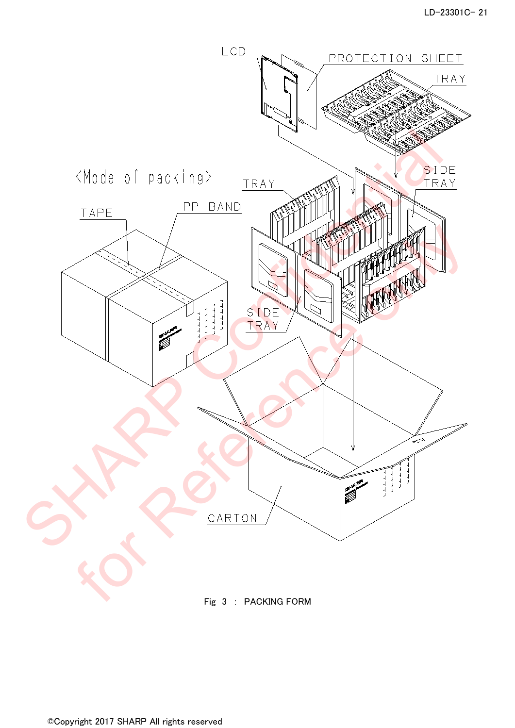<Mode of packing>

TAPE

PP BAND

LCD

PROTECTION SHEET

TRAY

TRAY

SIDE TRAY

SIDE TRAY

CARTON

Fig 3 : PACKING FORM

©Copyright 2017 SHARP All rights reserved